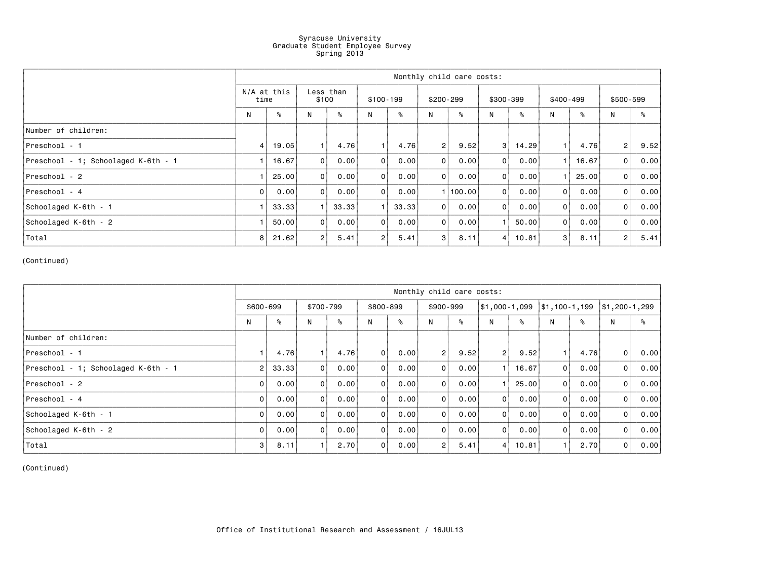# Syracuse University
## Graduate Student Employee Survey
### Spring 2013

| | Monthly child care costs: | | | | | | | | | | | | | |
|---|---|---|---|---|---|---|---|---|---|---|---|---|---|---|
| | N/A at this time | | Less than $100 | | $100-199 | | $200-299 | | $300-399 | | $400-499 | | $500-599 | |
| | N | % | N | % | N | % | N | % | N | % | N | % | N | % |
| Number of children: | | | | | | | | | | | | | | |
| Preschool - 1 | 4 | 19.05 | 1 | 4.76 | 1 | 4.76 | 2 | 9.52 | 3 | 14.29 | 1 | 4.76 | 2 | 9.52 |
| Preschool - 1; Schoolaged K-6th - 1 | 1 | 16.67 | 0 | 0.00 | 0 | 0.00 | 0 | 0.00 | 0 | 0.00 | 1 | 16.67 | 0 | 0.00 |
| Preschool - 2 | 1 | 25.00 | 0 | 0.00 | 0 | 0.00 | 0 | 0.00 | 0 | 0.00 | 1 | 25.00 | 0 | 0.00 |
| Preschool - 4 | 0 | 0.00 | 0 | 0.00 | 0 | 0.00 | 1 | 100.00 | 0 | 0.00 | 0 | 0.00 | 0 | 0.00 |
| Schoolaged K-6th - 1 | 1 | 33.33 | 1 | 33.33 | 1 | 33.33 | 0 | 0.00 | 0 | 0.00 | 0 | 0.00 | 0 | 0.00 |
| Schoolaged K-6th - 2 | 1 | 50.00 | 0 | 0.00 | 0 | 0.00 | 0 | 0.00 | 1 | 50.00 | 0 | 0.00 | 0 | 0.00 |
| Total | 8 | 21.62 | 2 | 5.41 | 2 | 5.41 | 3 | 8.11 | 4 | 10.81 | 3 | 8.11 | 2 | 5.41 |

(Continued)

| | Monthly child care costs: | | | | | | | | | | | | | |
|---|---|---|---|---|---|---|---|---|---|---|---|---|---|---|
| | $600-699 | | $700-799 | | $800-899 | | $900-999 | | $1,000-1,099 | | $1,100-1,199 | | $1,200-1,299 | |
| | N | % | N | % | N | % | N | % | N | % | N | % | N | % |
| Number of children: | | | | | | | | | | | | | | |
| Preschool - 1 | 1 | 4.76 | 1 | 4.76 | 0 | 0.00 | 2 | 9.52 | 2 | 9.52 | 1 | 4.76 | 0 | 0.00 |
| Preschool - 1; Schoolaged K-6th - 1 | 2 | 33.33 | 0 | 0.00 | 0 | 0.00 | 0 | 0.00 | 1 | 16.67 | 0 | 0.00 | 0 | 0.00 |
| Preschool - 2 | 0 | 0.00 | 0 | 0.00 | 0 | 0.00 | 0 | 0.00 | 1 | 25.00 | 0 | 0.00 | 0 | 0.00 |
| Preschool - 4 | 0 | 0.00 | 0 | 0.00 | 0 | 0.00 | 0 | 0.00 | 0 | 0.00 | 0 | 0.00 | 0 | 0.00 |
| Schoolaged K-6th - 1 | 0 | 0.00 | 0 | 0.00 | 0 | 0.00 | 0 | 0.00 | 0 | 0.00 | 0 | 0.00 | 0 | 0.00 |
| Schoolaged K-6th - 2 | 0 | 0.00 | 0 | 0.00 | 0 | 0.00 | 0 | 0.00 | 0 | 0.00 | 0 | 0.00 | 0 | 0.00 |
| Total | 3 | 8.11 | 1 | 2.70 | 0 | 0.00 | 2 | 5.41 | 4 | 10.81 | 1 | 2.70 | 0 | 0.00 |

(Continued)

Office of Institutional Research and Assessment / 16JUL13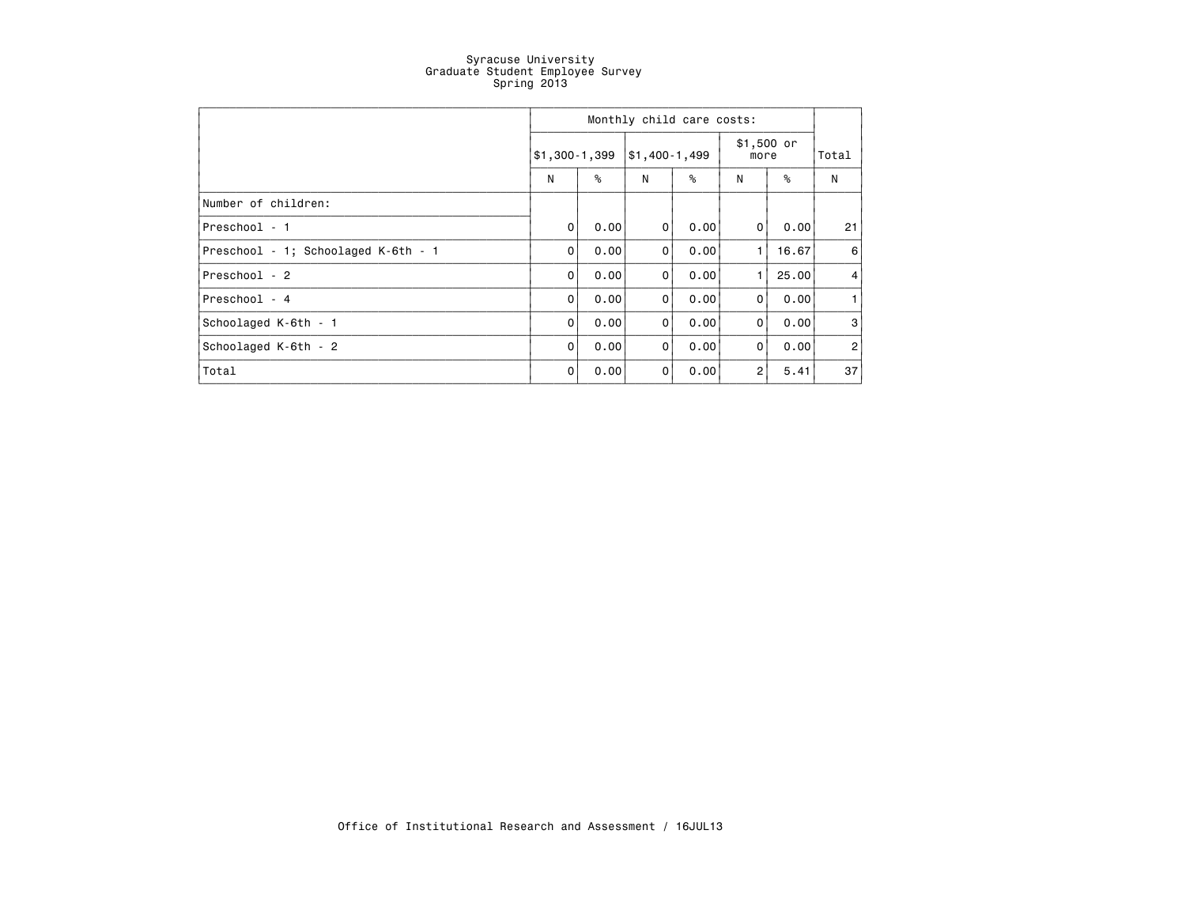Syracuse University
Graduate Student Employee Survey
Spring 2013

| | Monthly child care costs: | | | | | | |
|---|---|---|---|---|---|---|---|
| | $1,300-1,399 | | $1,400-1,499 | | $1,500 or more | | Total |
| | N | % | N | % | N | % | N |
| Number of children: | | | | | | | |
| Preschool - 1 | 0 | 0.00 | 0 | 0.00 | 0 | 0.00 | 21 |
| Preschool - 1; Schoolaged K-6th - 1 | 0 | 0.00 | 0 | 0.00 | 1 | 16.67 | 6 |
| Preschool - 2 | 0 | 0.00 | 0 | 0.00 | 1 | 25.00 | 4 |
| Preschool - 4 | 0 | 0.00 | 0 | 0.00 | 0 | 0.00 | 1 |
| Schoolaged K-6th - 1 | 0 | 0.00 | 0 | 0.00 | 0 | 0.00 | 3 |
| Schoolaged K-6th - 2 | 0 | 0.00 | 0 | 0.00 | 0 | 0.00 | 2 |
| Total | 0 | 0.00 | 0 | 0.00 | 2 | 5.41 | 37 |

Office of Institutional Research and Assessment / 16JUL13